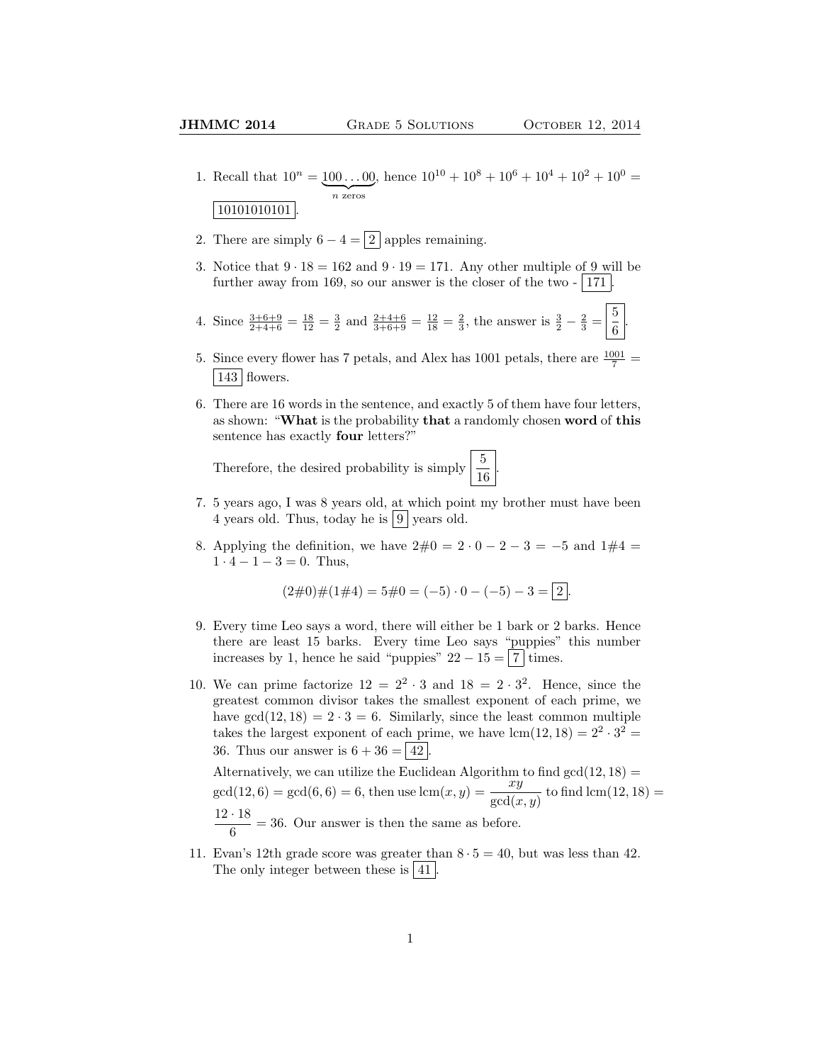1. Recall that $10^n = \underbrace{100\ldots00}_{n \text{ zeros}}$, hence $10^{10} + 10^8 + 10^6 + 10^4 + 10^2 + 10^0 = \boxed{10101010101}$.

2. There are simply $6 - 4 = \boxed{2}$ apples remaining.

3. Notice that $9 \cdot 18 = 162$ and $9 \cdot 19 = 171$. Any other multiple of 9 will be further away from 169, so our answer is the closer of the two - $\boxed{171}$.

4. Since $\frac{3+6+9}{2+4+6} = \frac{18}{12} = \frac{3}{2}$ and $\frac{2+4+6}{3+6+9} = \frac{12}{18} = \frac{2}{3}$, the answer is $\frac{3}{2} - \frac{2}{3} = \boxed{\frac{5}{6}}$.

5. Since every flower has 7 petals, and Alex has 1001 petals, there are $\frac{1001}{7} = \boxed{143}$ flowers.

6. There are 16 words in the sentence, and exactly 5 of them have four letters, as shown: "**What** is the probability **that** a randomly chosen **word** of **this** sentence has exactly **four** letters?"

   Therefore, the desired probability is simply $\boxed{\frac{5}{16}}$.

7. 5 years ago, I was 8 years old, at which point my brother must have been 4 years old. Thus, today he is $\boxed{9}$ years old.

8. Applying the definition, we have $2\#0 = 2 \cdot 0 - 2 - 3 = -5$ and $1\#4 = 1 \cdot 4 - 1 - 3 = 0$. Thus,

$$(2\#0)\#(1\#4) = 5\#0 = (-5) \cdot 0 - (-5) - 3 = \boxed{2}.$$

9. Every time Leo says a word, there will either be 1 bark or 2 barks. Hence there are least 15 barks. Every time Leo says "puppies" this number increases by 1, hence he said "puppies" $22 - 15 = \boxed{7}$ times.

10. We can prime factorize $12 = 2^2 \cdot 3$ and $18 = 2 \cdot 3^2$. Hence, since the greatest common divisor takes the smallest exponent of each prime, we have $\gcd(12, 18) = 2 \cdot 3 = 6$. Similarly, since the least common multiple takes the largest exponent of each prime, we have $\text{lcm}(12, 18) = 2^2 \cdot 3^2 = 36$. Thus our answer is $6 + 36 = \boxed{42}$.

    Alternatively, we can utilize the Euclidean Algorithm to find $\gcd(12, 18) = \gcd(12, 6) = \gcd(6, 6) = 6$, then use $\text{lcm}(x, y) = \dfrac{xy}{\gcd(x, y)}$ to find $\text{lcm}(12, 18) = \dfrac{12 \cdot 18}{6} = 36$. Our answer is then the same as before.

11. Evan's 12th grade score was greater than $8 \cdot 5 = 40$, but was less than 42. The only integer between these is $\boxed{41}$.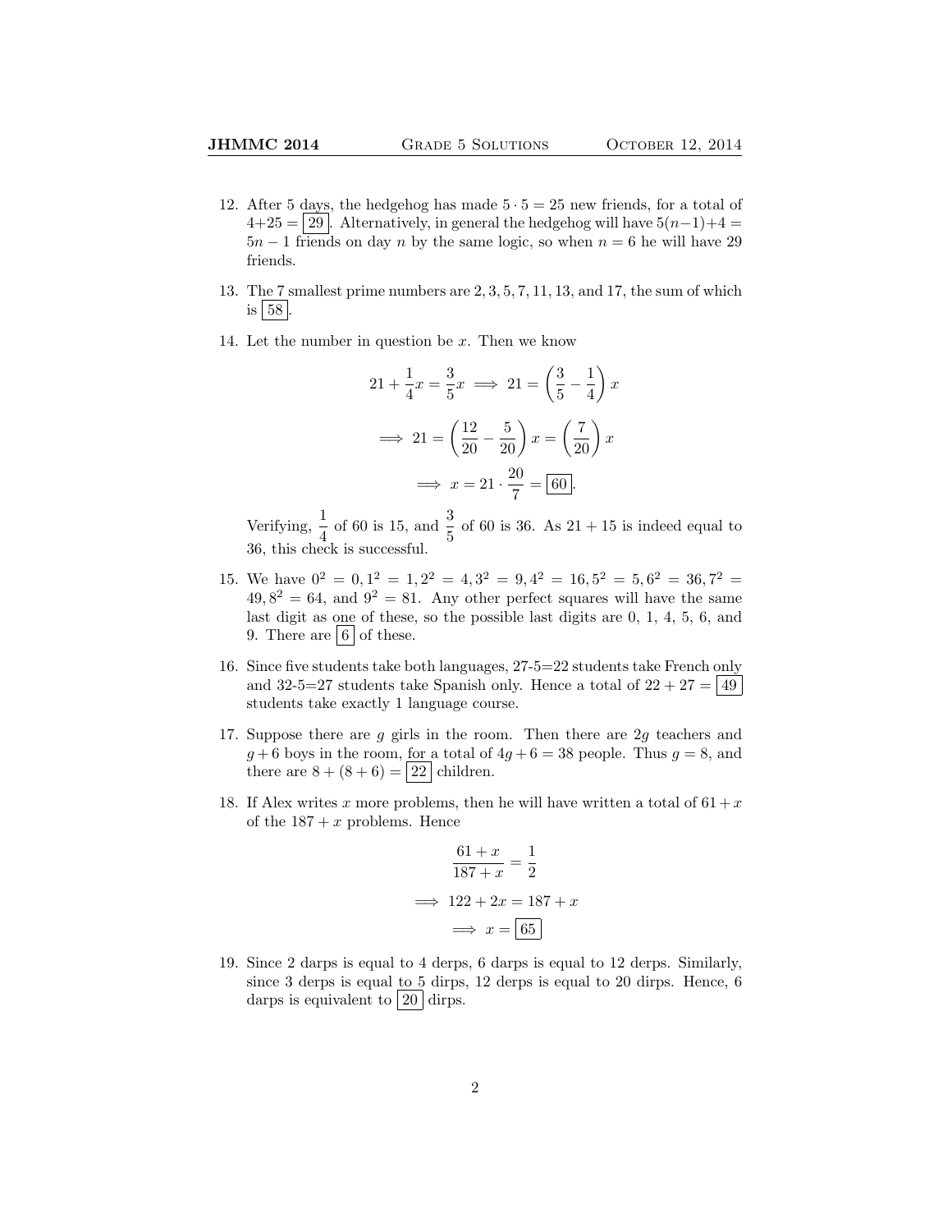12. After 5 days, the hedgehog has made $5 \cdot 5 = 25$ new friends, for a total of $4+25 = \boxed{29}$. Alternatively, in general the hedgehog will have $5(n-1)+4 = 5n-1$ friends on day $n$ by the same logic, so when $n = 6$ he will have 29 friends.

13. The 7 smallest prime numbers are 2, 3, 5, 7, 11, 13, and 17, the sum of which is $\boxed{58}$.

14. Let the number in question be $x$. Then we know

$$21 + \frac{1}{4}x = \frac{3}{5}x \implies 21 = \left(\frac{3}{5} - \frac{1}{4}\right)x$$

$$\implies 21 = \left(\frac{12}{20} - \frac{5}{20}\right)x = \left(\frac{7}{20}\right)x$$

$$\implies x = 21 \cdot \frac{20}{7} = \boxed{60}.$$

Verifying, $\frac{1}{4}$ of 60 is 15, and $\frac{3}{5}$ of 60 is 36. As $21 + 15$ is indeed equal to 36, this check is successful.

15. We have $0^2 = 0, 1^2 = 1, 2^2 = 4, 3^2 = 9, 4^2 = 16, 5^2 = 5, 6^2 = 36, 7^2 = 49, 8^2 = 64$, and $9^2 = 81$. Any other perfect squares will have the same last digit as one of these, so the possible last digits are 0, 1, 4, 5, 6, and 9. There are $\boxed{6}$ of these.

16. Since five students take both languages, 27-5=22 students take French only and 32-5=27 students take Spanish only. Hence a total of $22 + 27 = \boxed{49}$ students take exactly 1 language course.

17. Suppose there are $g$ girls in the room. Then there are $2g$ teachers and $g+6$ boys in the room, for a total of $4g+6 = 38$ people. Thus $g = 8$, and there are $8 + (8+6) = \boxed{22}$ children.

18. If Alex writes $x$ more problems, then he will have written a total of $61+x$ of the $187+x$ problems. Hence

$$\frac{61+x}{187+x} = \frac{1}{2}$$

$$\implies 122 + 2x = 187 + x$$

$$\implies x = \boxed{65}$$

19. Since 2 darps is equal to 4 derps, 6 darps is equal to 12 derps. Similarly, since 3 derps is equal to 5 dirps, 12 derps is equal to 20 dirps. Hence, 6 darps is equivalent to $\boxed{20}$ dirps.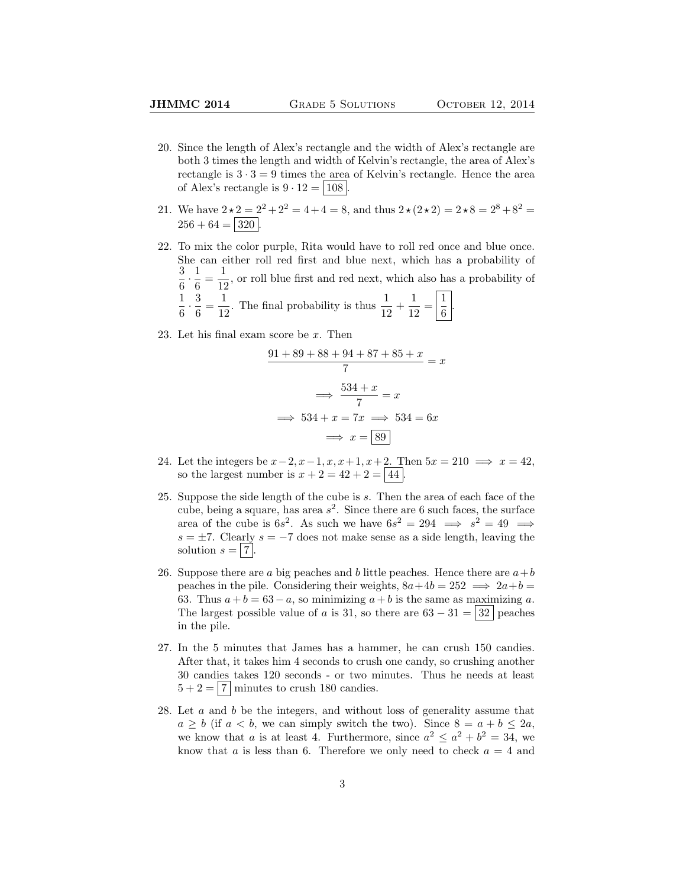20. Since the length of Alex's rectangle and the width of Alex's rectangle are both 3 times the length and width of Kelvin's rectangle, the area of Alex's rectangle is $3 \cdot 3 = 9$ times the area of Kelvin's rectangle. Hence the area of Alex's rectangle is $9 \cdot 12 = \boxed{108}$.

21. We have $2 \star 2 = 2^2 + 2^2 = 4 + 4 = 8$, and thus $2 \star (2 \star 2) = 2 \star 8 = 2^8 + 8^2 = 256 + 64 = \boxed{320}$.

22. To mix the color purple, Rita would have to roll red once and blue once. She can either roll red first and blue next, which has a probability of $\frac{3}{6} \cdot \frac{1}{6} = \frac{1}{12}$, or roll blue first and red next, which also has a probability of $\frac{1}{6} \cdot \frac{3}{6} = \frac{1}{12}$. The final probability is thus $\frac{1}{12} + \frac{1}{12} = \boxed{\frac{1}{6}}$.

23. Let his final exam score be $x$. Then

$$\frac{91 + 89 + 88 + 94 + 87 + 85 + x}{7} = x$$

$$\implies \frac{534 + x}{7} = x$$

$$\implies 534 + x = 7x \implies 534 = 6x$$

$$\implies x = \boxed{89}$$

24. Let the integers be $x-2, x-1, x, x+1, x+2$. Then $5x = 210 \implies x = 42$, so the largest number is $x + 2 = 42 + 2 = \boxed{44}$.

25. Suppose the side length of the cube is $s$. Then the area of each face of the cube, being a square, has area $s^2$. Since there are 6 such faces, the surface area of the cube is $6s^2$. As such we have $6s^2 = 294 \implies s^2 = 49 \implies s = \pm 7$. Clearly $s = -7$ does not make sense as a side length, leaving the solution $s = \boxed{7}$.

26. Suppose there are $a$ big peaches and $b$ little peaches. Hence there are $a+b$ peaches in the pile. Considering their weights, $8a + 4b = 252 \implies 2a + b = 63$. Thus $a + b = 63 - a$, so minimizing $a + b$ is the same as maximizing $a$. The largest possible value of $a$ is 31, so there are $63 - 31 = \boxed{32}$ peaches in the pile.

27. In the 5 minutes that James has a hammer, he can crush 150 candies. After that, it takes him 4 seconds to crush one candy, so crushing another 30 candies takes 120 seconds - or two minutes. Thus he needs at least $5 + 2 = \boxed{7}$ minutes to crush 180 candies.

28. Let $a$ and $b$ be the integers, and without loss of generality assume that $a \geq b$ (if $a < b$, we can simply switch the two). Since $8 = a + b \leq 2a$, we know that $a$ is at least 4. Furthermore, since $a^2 \leq a^2 + b^2 = 34$, we know that $a$ is less than 6. Therefore we only need to check $a = 4$ and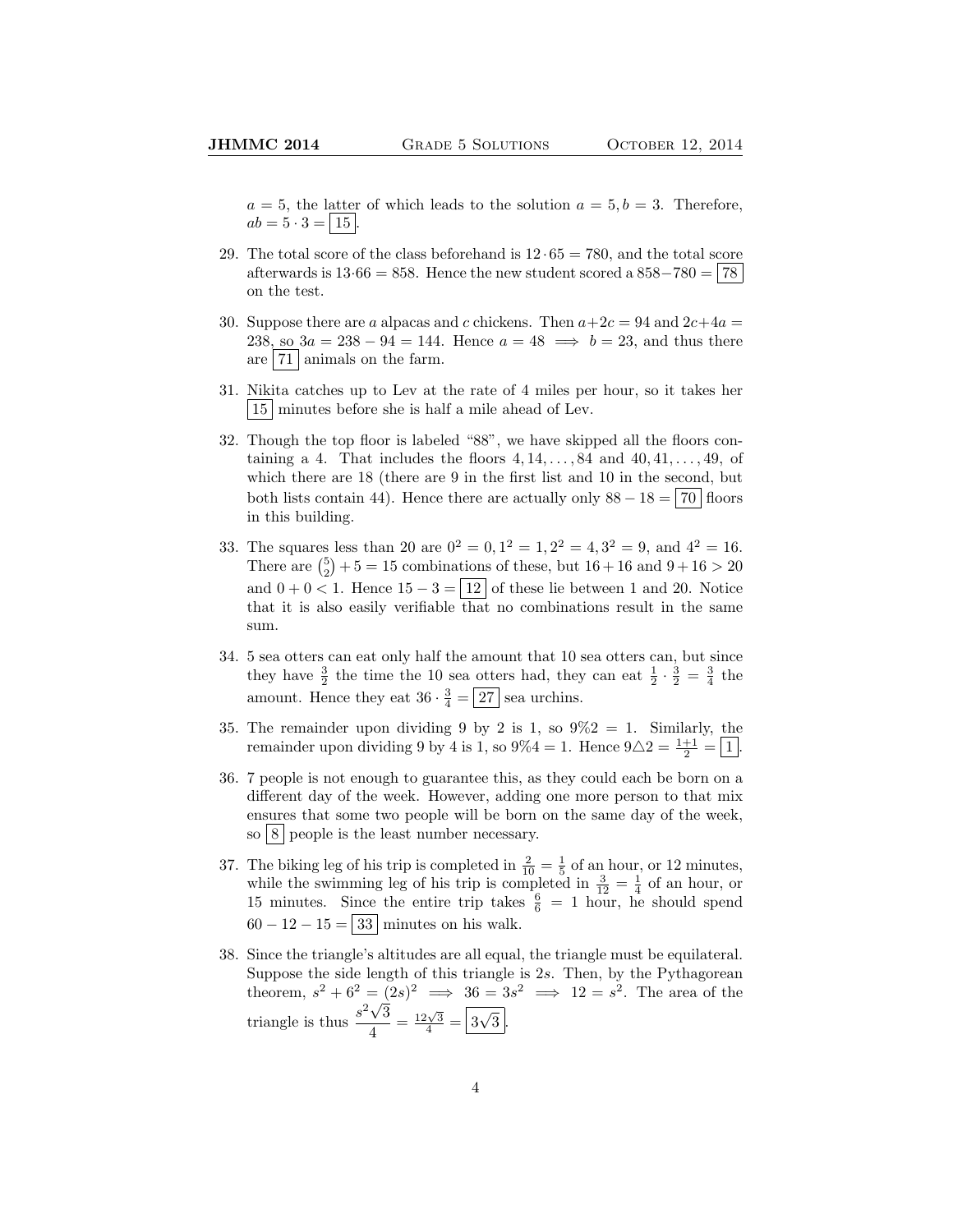$a = 5$, the latter of which leads to the solution $a = 5, b = 3$. Therefore, $ab = 5 \cdot 3 = \boxed{15}$.

29. The total score of the class beforehand is $12 \cdot 65 = 780$, and the total score afterwards is $13 \cdot 66 = 858$. Hence the new student scored a $858 - 780 = \boxed{78}$ on the test.

30. Suppose there are $a$ alpacas and $c$ chickens. Then $a + 2c = 94$ and $2c + 4a = 238$, so $3a = 238 - 94 = 144$. Hence $a = 48 \implies b = 23$, and thus there are $\boxed{71}$ animals on the farm.

31. Nikita catches up to Lev at the rate of 4 miles per hour, so it takes her $\boxed{15}$ minutes before she is half a mile ahead of Lev.

32. Though the top floor is labeled "88", we have skipped all the floors containing a 4. That includes the floors $4, 14, \ldots, 84$ and $40, 41, \ldots, 49$, of which there are 18 (there are 9 in the first list and 10 in the second, but both lists contain 44). Hence there are actually only $88 - 18 = \boxed{70}$ floors in this building.

33. The squares less than 20 are $0^2 = 0, 1^2 = 1, 2^2 = 4, 3^2 = 9$, and $4^2 = 16$. There are $\binom{5}{2} + 5 = 15$ combinations of these, but $16 + 16$ and $9 + 16 > 20$ and $0 + 0 < 1$. Hence $15 - 3 = \boxed{12}$ of these lie between 1 and 20. Notice that it is also easily verifiable that no combinations result in the same sum.

34. 5 sea otters can eat only half the amount that 10 sea otters can, but since they have $\frac{3}{2}$ the time the 10 sea otters had, they can eat $\frac{1}{2} \cdot \frac{3}{2} = \frac{3}{4}$ the amount. Hence they eat $36 \cdot \frac{3}{4} = \boxed{27}$ sea urchins.

35. The remainder upon dividing 9 by 2 is 1, so $9\%2 = 1$. Similarly, the remainder upon dividing 9 by 4 is 1, so $9\%4 = 1$. Hence $9 \triangle 2 = \frac{1+1}{2} = \boxed{1}$.

36. 7 people is not enough to guarantee this, as they could each be born on a different day of the week. However, adding one more person to that mix ensures that some two people will be born on the same day of the week, so $\boxed{8}$ people is the least number necessary.

37. The biking leg of his trip is completed in $\frac{2}{10} = \frac{1}{5}$ of an hour, or 12 minutes, while the swimming leg of his trip is completed in $\frac{3}{12} = \frac{1}{4}$ of an hour, or 15 minutes. Since the entire trip takes $\frac{6}{6} = 1$ hour, he should spend $60 - 12 - 15 = \boxed{33}$ minutes on his walk.

38. Since the triangle's altitudes are all equal, the triangle must be equilateral. Suppose the side length of this triangle is $2s$. Then, by the Pythagorean theorem, $s^2 + 6^2 = (2s)^2 \implies 36 = 3s^2 \implies 12 = s^2$. The area of the triangle is thus $\frac{s^2\sqrt{3}}{4} = \frac{12\sqrt{3}}{4} = \boxed{3\sqrt{3}}$.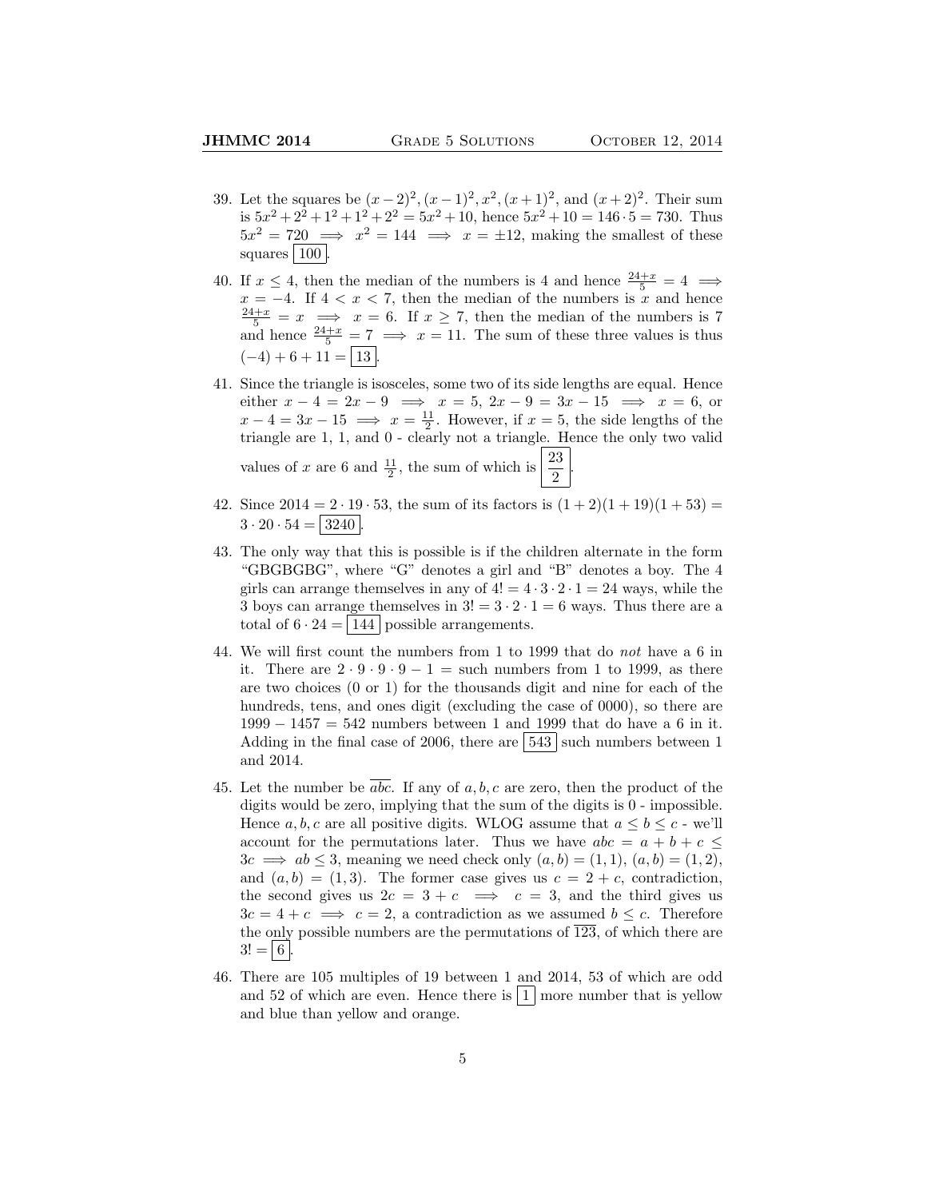39. Let the squares be $(x-2)^2, (x-1)^2, x^2, (x+1)^2$, and $(x+2)^2$. Their sum is $5x^2 + 2^2 + 1^2 + 1^2 + 2^2 = 5x^2 + 10$, hence $5x^2 + 10 = 146 \cdot 5 = 730$. Thus $5x^2 = 720 \implies x^2 = 144 \implies x = \pm 12$, making the smallest of these squares $\boxed{100}$.

40. If $x \leq 4$, then the median of the numbers is 4 and hence $\frac{24+x}{5} = 4 \implies x = -4$. If $4 < x < 7$, then the median of the numbers is $x$ and hence $\frac{24+x}{5} = x \implies x = 6$. If $x \geq 7$, then the median of the numbers is 7 and hence $\frac{24+x}{5} = 7 \implies x = 11$. The sum of these three values is thus $(-4) + 6 + 11 = \boxed{13}$.

41. Since the triangle is isosceles, some two of its side lengths are equal. Hence either $x - 4 = 2x - 9 \implies x = 5$, $2x - 9 = 3x - 15 \implies x = 6$, or $x - 4 = 3x - 15 \implies x = \frac{11}{2}$. However, if $x = 5$, the side lengths of the triangle are 1, 1, and 0 - clearly not a triangle. Hence the only two valid values of $x$ are 6 and $\frac{11}{2}$, the sum of which is $\boxed{\frac{23}{2}}$.

42. Since $2014 = 2 \cdot 19 \cdot 53$, the sum of its factors is $(1+2)(1+19)(1+53) = 3 \cdot 20 \cdot 54 = \boxed{3240}$.

43. The only way that this is possible is if the children alternate in the form "GBGBGBG", where "G" denotes a girl and "B" denotes a boy. The 4 girls can arrange themselves in any of $4! = 4 \cdot 3 \cdot 2 \cdot 1 = 24$ ways, while the 3 boys can arrange themselves in $3! = 3 \cdot 2 \cdot 1 = 6$ ways. Thus there are a total of $6 \cdot 24 = \boxed{144}$ possible arrangements.

44. We will first count the numbers from 1 to 1999 that do *not* have a 6 in it. There are $2 \cdot 9 \cdot 9 \cdot 9 - 1 =$ such numbers from 1 to 1999, as there are two choices (0 or 1) for the thousands digit and nine for each of the hundreds, tens, and ones digit (excluding the case of 0000), so there are $1999 - 1457 = 542$ numbers between 1 and 1999 that do have a 6 in it. Adding in the final case of 2006, there are $\boxed{543}$ such numbers between 1 and 2014.

45. Let the number be $\overline{abc}$. If any of $a, b, c$ are zero, then the product of the digits would be zero, implying that the sum of the digits is 0 - impossible. Hence $a, b, c$ are all positive digits. WLOG assume that $a \leq b \leq c$ - we'll account for the permutations later. Thus we have $abc = a + b + c \leq 3c \implies ab \leq 3$, meaning we need check only $(a, b) = (1, 1)$, $(a, b) = (1, 2)$, and $(a, b) = (1, 3)$. The former case gives us $c = 2 + c$, contradiction, the second gives us $2c = 3 + c \implies c = 3$, and the third gives us $3c = 4 + c \implies c = 2$, a contradiction as we assumed $b \leq c$. Therefore the only possible numbers are the permutations of $\overline{123}$, of which there are $3! = \boxed{6}$.

46. There are 105 multiples of 19 between 1 and 2014, 53 of which are odd and 52 of which are even. Hence there is $\boxed{1}$ more number that is yellow and blue than yellow and orange.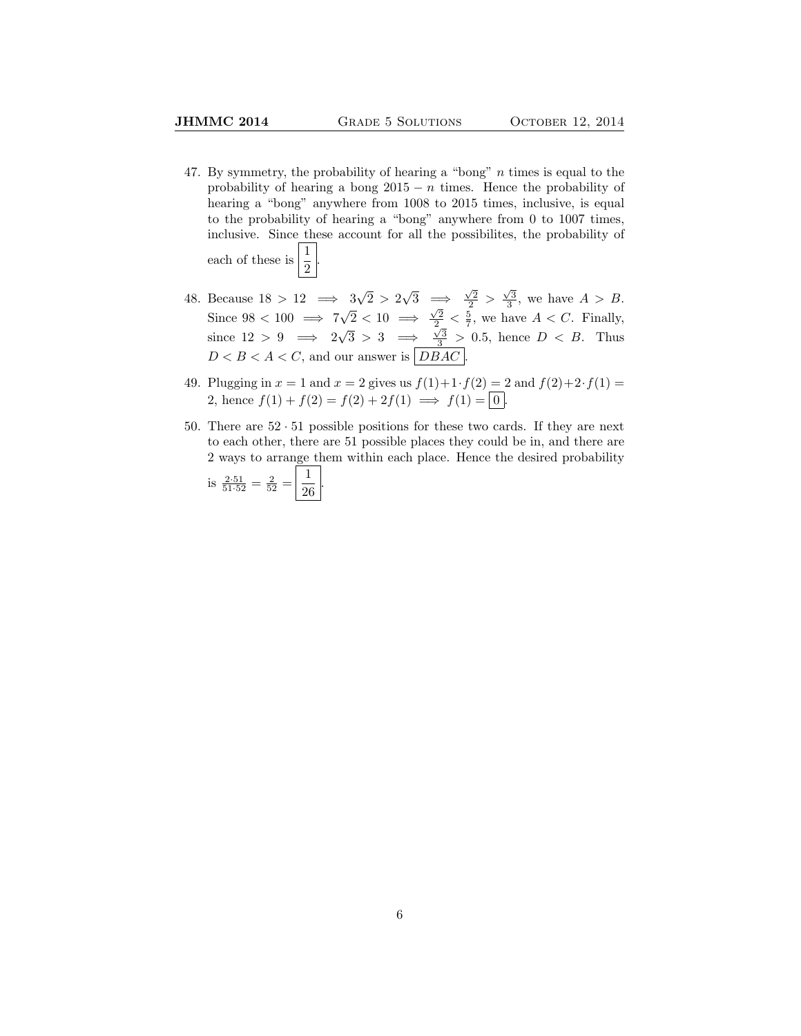47. By symmetry, the probability of hearing a "bong" $n$ times is equal to the probability of hearing a bong $2015 - n$ times. Hence the probability of hearing a "bong" anywhere from 1008 to 2015 times, inclusive, is equal to the probability of hearing a "bong" anywhere from 0 to 1007 times, inclusive. Since these account for all the possibilites, the probability of each of these is $\boxed{\frac{1}{2}}$.

48. Because $18 > 12 \implies 3\sqrt{2} > 2\sqrt{3} \implies \frac{\sqrt{2}}{2} > \frac{\sqrt{3}}{3}$, we have $A > B$. Since $98 < 100 \implies 7\sqrt{2} < 10 \implies \frac{\sqrt{2}}{2} < \frac{5}{7}$, we have $A < C$. Finally, since $12 > 9 \implies 2\sqrt{3} > 3 \implies \frac{\sqrt{3}}{3} > 0.5$, hence $D < B$. Thus $D < B < A < C$, and our answer is $\boxed{DBAC}$.

49. Plugging in $x = 1$ and $x = 2$ gives us $f(1) + 1 \cdot f(2) = 2$ and $f(2) + 2 \cdot f(1) = 2$, hence $f(1) + f(2) = f(2) + 2f(1) \implies f(1) = \boxed{0}$.

50. There are $52 \cdot 51$ possible positions for these two cards. If they are next to each other, there are 51 possible places they could be in, and there are 2 ways to arrange them within each place. Hence the desired probability is $\frac{2 \cdot 51}{51 \cdot 52} = \frac{2}{52} = \boxed{\frac{1}{26}}$.